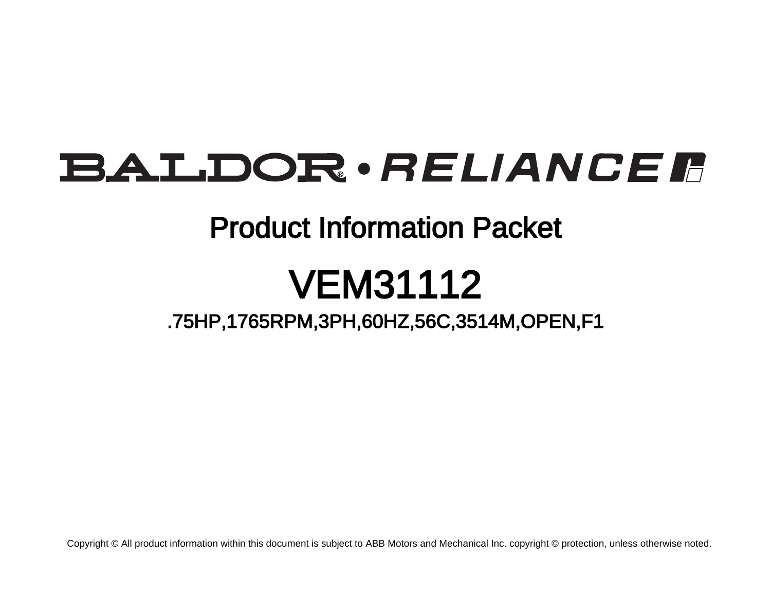BALDOR • RELIANCE

# Product Information Packet

# VEM31112

## .75HP,1765RPM,3PH,60HZ,56C,3514M,OPEN,F1

Copyright © All product information within this document is subject to ABB Motors and Mechanical Inc. copyright © protection, unless otherwise noted.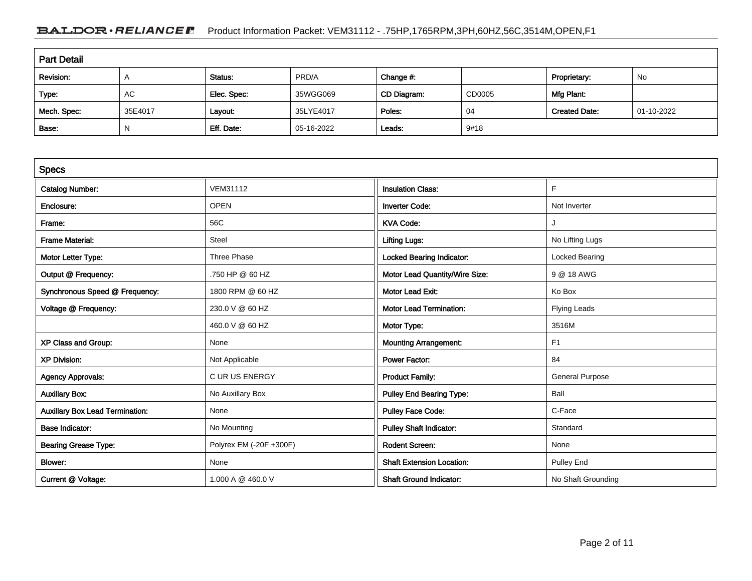## Part Detail

| Revision: | A | Status: | PRD/A | Change #: | | Proprietary: | No |
|---|---|---|---|---|---|---|---|
| Type: | AC | Elec. Spec: | 35WGG069 | CD Diagram: | CD0005 | Mfg Plant: | |
| Mech. Spec: | 35E4017 | Layout: | 35LYE4017 | Poles: | 04 | Created Date: | 01-10-2022 |
| Base: | N | Eff. Date: | 05-16-2022 | Leads: | 9#18 | | |

## Specs

| | | | |
|---|---|---|---|
| Catalog Number: | VEM31112 | Insulation Class: | F |
| Enclosure: | OPEN | Inverter Code: | Not Inverter |
| Frame: | 56C | KVA Code: | J |
| Frame Material: | Steel | Lifting Lugs: | No Lifting Lugs |
| Motor Letter Type: | Three Phase | Locked Bearing Indicator: | Locked Bearing |
| Output @ Frequency: | .750 HP @ 60 HZ | Motor Lead Quantity/Wire Size: | 9 @ 18 AWG |
| Synchronous Speed @ Frequency: | 1800 RPM @ 60 HZ | Motor Lead Exit: | Ko Box |
| Voltage @ Frequency: | 230.0 V @ 60 HZ | Motor Lead Termination: | Flying Leads |
| | 460.0 V @ 60 HZ | Motor Type: | 3516M |
| XP Class and Group: | None | Mounting Arrangement: | F1 |
| XP Division: | Not Applicable | Power Factor: | 84 |
| Agency Approvals: | C UR US ENERGY | Product Family: | General Purpose |
| Auxillary Box: | No Auxillary Box | Pulley End Bearing Type: | Ball |
| Auxillary Box Lead Termination: | None | Pulley Face Code: | C-Face |
| Base Indicator: | No Mounting | Pulley Shaft Indicator: | Standard |
| Bearing Grease Type: | Polyrex EM (-20F +300F) | Rodent Screen: | None |
| Blower: | None | Shaft Extension Location: | Pulley End |
| Current @ Voltage: | 1.000 A @ 460.0 V | Shaft Ground Indicator: | No Shaft Grounding |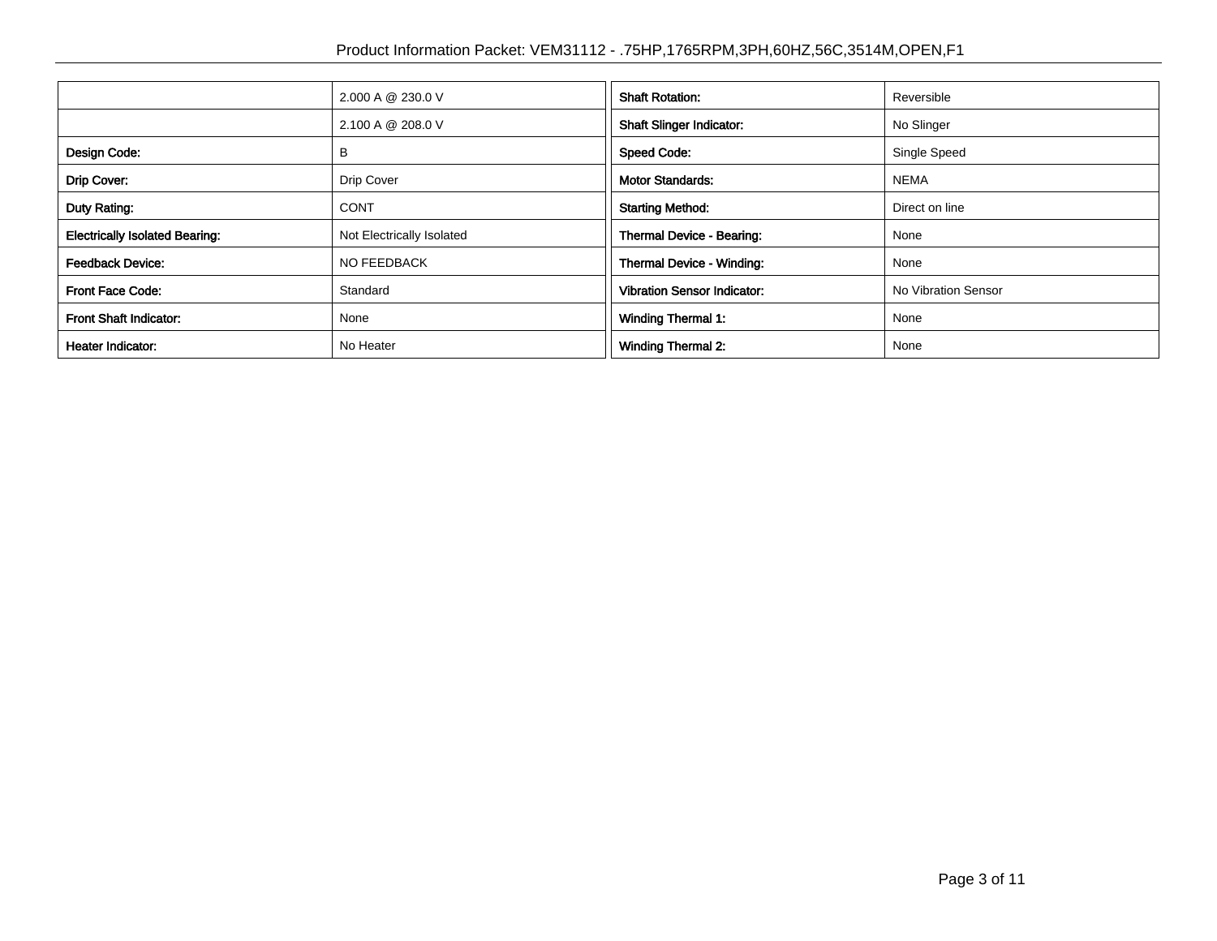| | | | |
|---|---|---|---|
| | 2.000 A @ 230.0 V | **Shaft Rotation:** | Reversible |
| | 2.100 A @ 208.0 V | **Shaft Slinger Indicator:** | No Slinger |
| **Design Code:** | B | **Speed Code:** | Single Speed |
| **Drip Cover:** | Drip Cover | **Motor Standards:** | NEMA |
| **Duty Rating:** | CONT | **Starting Method:** | Direct on line |
| **Electrically Isolated Bearing:** | Not Electrically Isolated | **Thermal Device - Bearing:** | None |
| **Feedback Device:** | NO FEEDBACK | **Thermal Device - Winding:** | None |
| **Front Face Code:** | Standard | **Vibration Sensor Indicator:** | No Vibration Sensor |
| **Front Shaft Indicator:** | None | **Winding Thermal 1:** | None |
| **Heater Indicator:** | No Heater | **Winding Thermal 2:** | None |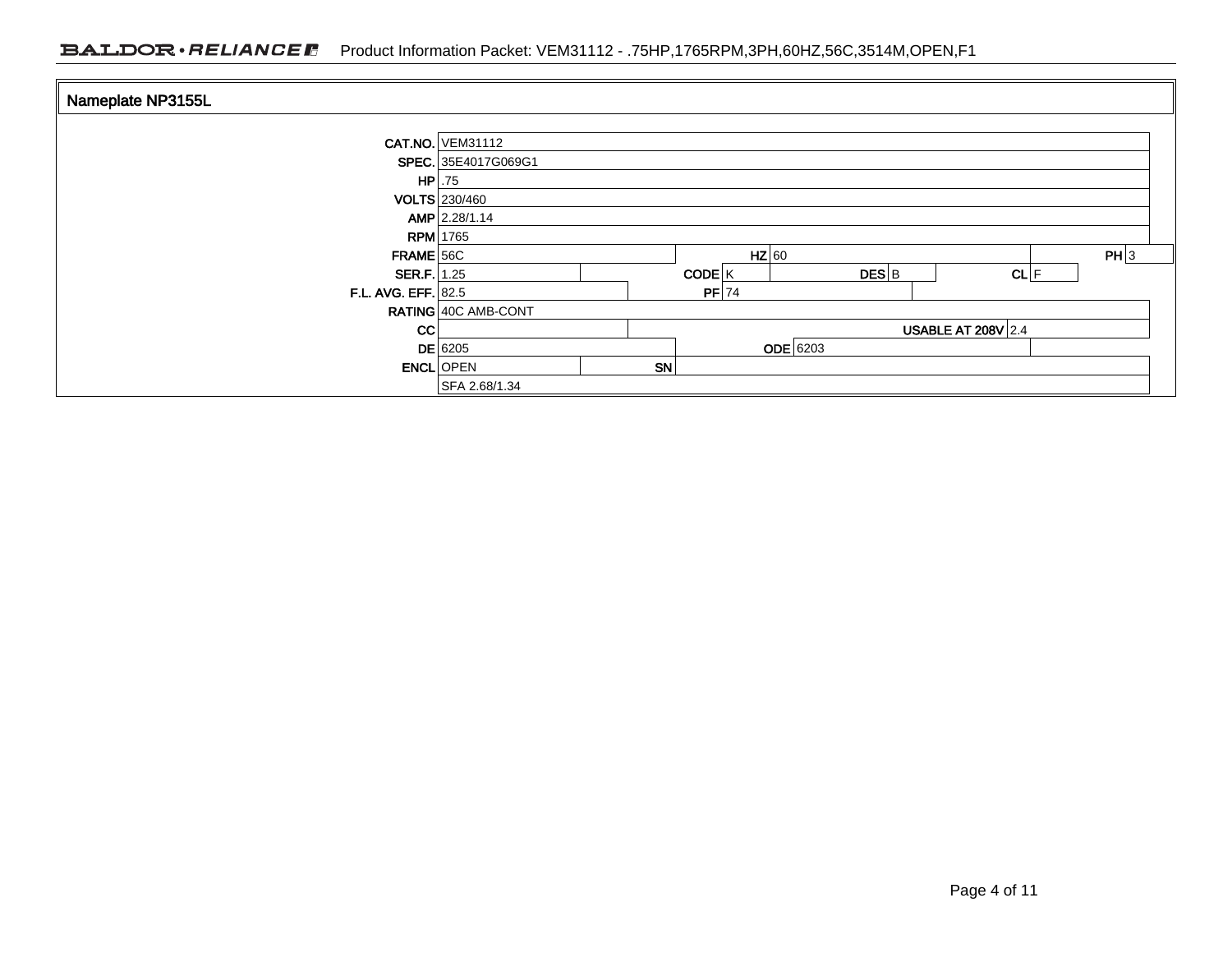## Nameplate NP3155L

| Field | Value | | | | | | | |
|---|---|---|---|---|---|---|---|---|
| CAT.NO. | VEM31112 | | | | | | | |
| SPEC. | 35E4017G069G1 | | | | | | | |
| HP | .75 | | | | | | | |
| VOLTS | 230/460 | | | | | | | |
| AMP | 2.28/1.14 | | | | | | | |
| RPM | 1765 | | | | | | | |
| FRAME | 56C | HZ | 60 | | | PH | 3 | |
| SER.F. | 1.25 | CODE | K | DES | B | CL | F | |
| F.L. AVG. EFF. | 82.5 | PF | 74 | | | | | |
| RATING | 40C AMB-CONT | | | | | | | |
| CC | | USABLE AT 208V | 2.4 | | | | | |
| DE | 6205 | ODE | 6203 | | | | | |
| ENCL | OPEN | SN | | | | | | |
| | SFA 2.68/1.34 | | | | | | | |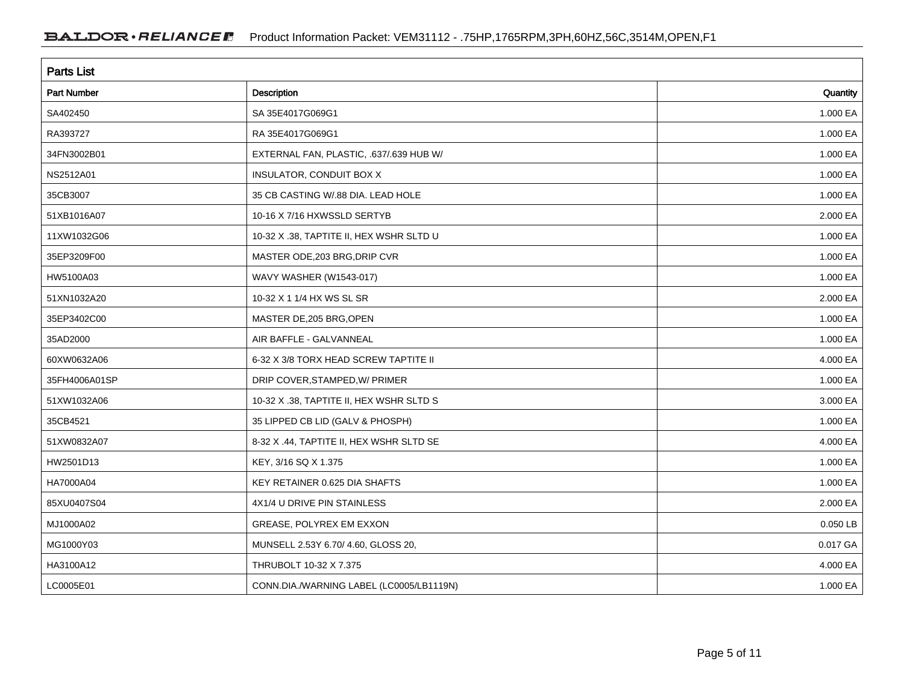## Parts List

| Part Number | Description | Quantity |
|---|---|---|
| SA402450 | SA 35E4017G069G1 | 1.000 EA |
| RA393727 | RA 35E4017G069G1 | 1.000 EA |
| 34FN3002B01 | EXTERNAL FAN, PLASTIC, .637/.639 HUB W/ | 1.000 EA |
| NS2512A01 | INSULATOR, CONDUIT BOX X | 1.000 EA |
| 35CB3007 | 35 CB CASTING W/.88 DIA. LEAD HOLE | 1.000 EA |
| 51XB1016A07 | 10-16 X 7/16 HXWSSLD SERTYB | 2.000 EA |
| 11XW1032G06 | 10-32 X .38, TAPTITE II, HEX WSHR SLTD U | 1.000 EA |
| 35EP3209F00 | MASTER ODE,203 BRG,DRIP CVR | 1.000 EA |
| HW5100A03 | WAVY WASHER (W1543-017) | 1.000 EA |
| 51XN1032A20 | 10-32 X 1 1/4 HX WS SL SR | 2.000 EA |
| 35EP3402C00 | MASTER DE,205 BRG,OPEN | 1.000 EA |
| 35AD2000 | AIR BAFFLE - GALVANNEAL | 1.000 EA |
| 60XW0632A06 | 6-32 X 3/8 TORX HEAD SCREW TAPTITE II | 4.000 EA |
| 35FH4006A01SP | DRIP COVER,STAMPED,W/ PRIMER | 1.000 EA |
| 51XW1032A06 | 10-32 X .38, TAPTITE II, HEX WSHR SLTD S | 3.000 EA |
| 35CB4521 | 35 LIPPED CB LID (GALV & PHOSPH) | 1.000 EA |
| 51XW0832A07 | 8-32 X .44, TAPTITE II, HEX WSHR SLTD SE | 4.000 EA |
| HW2501D13 | KEY, 3/16 SQ X 1.375 | 1.000 EA |
| HA7000A04 | KEY RETAINER 0.625 DIA SHAFTS | 1.000 EA |
| 85XU0407S04 | 4X1/4 U DRIVE PIN STAINLESS | 2.000 EA |
| MJ1000A02 | GREASE, POLYREX EM EXXON | 0.050 LB |
| MG1000Y03 | MUNSELL 2.53Y 6.70/ 4.60, GLOSS 20, | 0.017 GA |
| HA3100A12 | THRUBOLT 10-32 X 7.375 | 4.000 EA |
| LC0005E01 | CONN.DIA./WARNING LABEL (LC0005/LB1119N) | 1.000 EA |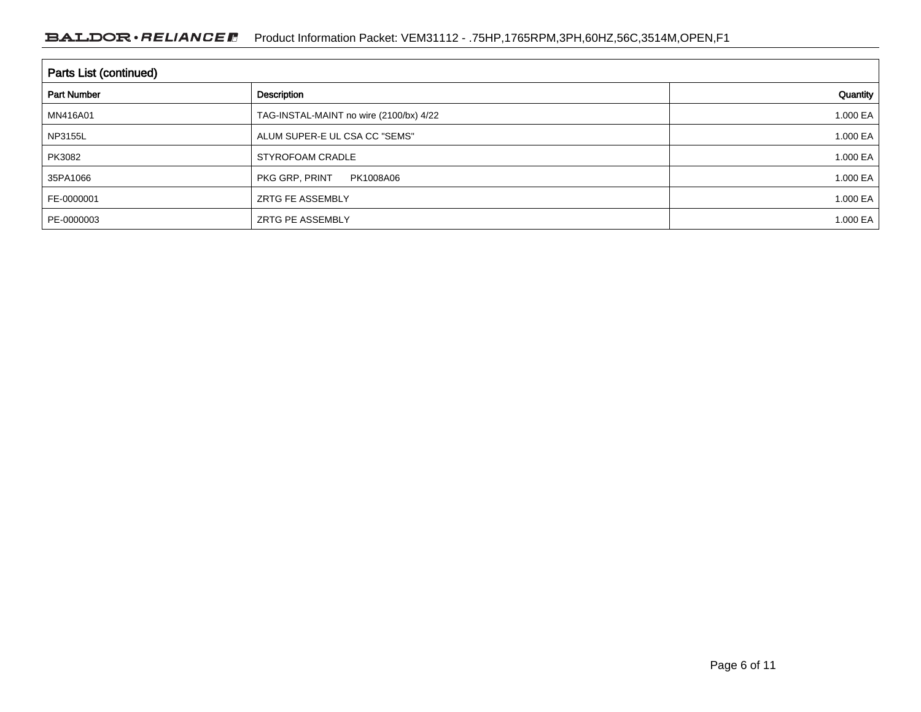| Parts List (continued) | | |
|---|---|---|
| Part Number | Description | Quantity |
| MN416A01 | TAG-INSTAL-MAINT no wire (2100/bx) 4/22 | 1.000 EA |
| NP3155L | ALUM SUPER-E UL CSA CC "SEMS" | 1.000 EA |
| PK3082 | STYROFOAM CRADLE | 1.000 EA |
| 35PA1066 | PKG GRP, PRINT PK1008A06 | 1.000 EA |
| FE-0000001 | ZRTG FE ASSEMBLY | 1.000 EA |
| PE-0000003 | ZRTG PE ASSEMBLY | 1.000 EA |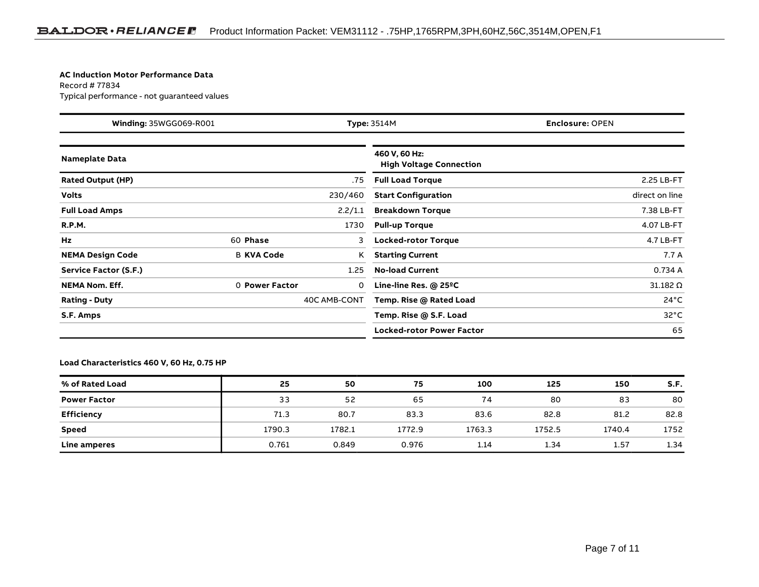**AC Induction Motor Performance Data**
Record # 77834
Typical performance - not guaranteed values

| **Winding:** 35WGG069-R001 | **Type:** 3514M | **Enclosure:** OPEN |
|---|---|---|

| **Nameplate Data** | | | |
|---|---|---|---|
| **Rated Output (HP)** | | | .75 |
| **Volts** | | | 230/460 |
| **Full Load Amps** | | | 2.2/1.1 |
| **R.P.M.** | | | 1730 |
| **Hz** | 60 | **Phase** | 3 |
| **NEMA Design Code** | B | **KVA Code** | K |
| **Service Factor (S.F.)** | | | 1.25 |
| **NEMA Nom. Eff.** | 0 | **Power Factor** | 0 |
| **Rating - Duty** | | | 40C AMB-CONT |
| **S.F. Amps** | | | |

| **460 V, 60 Hz: High Voltage Connection** | |
|---|---|
| **Full Load Torque** | 2.25 LB-FT |
| **Start Configuration** | direct on line |
| **Breakdown Torque** | 7.38 LB-FT |
| **Pull-up Torque** | 4.07 LB-FT |
| **Locked-rotor Torque** | 4.7 LB-FT |
| **Starting Current** | 7.7 A |
| **No-load Current** | 0.734 A |
| **Line-line Res. @ 25ºC** | 31.182 Ω |
| **Temp. Rise @ Rated Load** | 24°C |
| **Temp. Rise @ S.F. Load** | 32°C |
| **Locked-rotor Power Factor** | 65 |

**Load Characteristics 460 V, 60 Hz, 0.75 HP**

| **% of Rated Load** | **25** | **50** | **75** | **100** | **125** | **150** | **S.F.** |
|---|---|---|---|---|---|---|---|
| **Power Factor** | 33 | 52 | 65 | 74 | 80 | 83 | 80 |
| **Efficiency** | 71.3 | 80.7 | 83.3 | 83.6 | 82.8 | 81.2 | 82.8 |
| **Speed** | 1790.3 | 1782.1 | 1772.9 | 1763.3 | 1752.5 | 1740.4 | 1752 |
| **Line amperes** | 0.761 | 0.849 | 0.976 | 1.14 | 1.34 | 1.57 | 1.34 |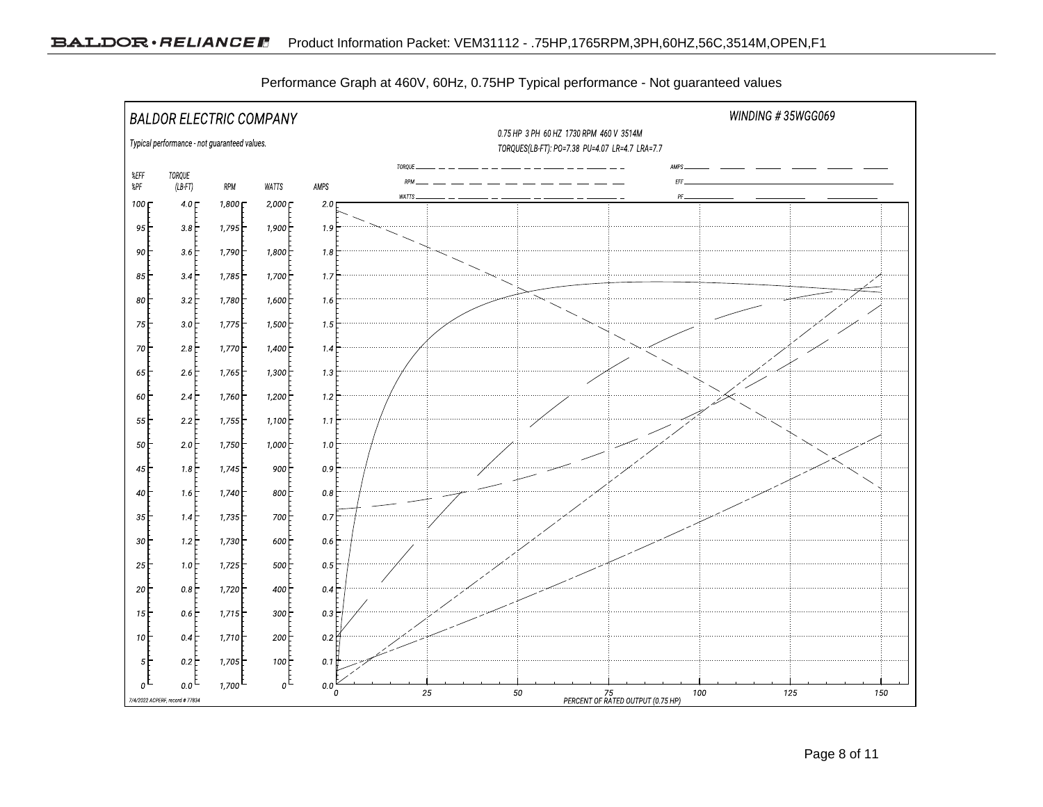Performance Graph at 460V, 60Hz, 0.75HP Typical performance - Not guaranteed values

BALDOR ELECTRIC COMPANY

WINDING # 35WGG069

0.75 HP 3 PH 60 HZ 1730 RPM 460 V 3514M

TORQUES(LB-FT): PO=7.38 PU=4.07 LR=4.7 LRA=7.7

Typical performance - not guaranteed values.

Legend: TORQUE, RPM, WATTS, AMPS, EFF, PF

| %EFF %PF | TORQUE (LB-FT) | RPM | WATTS | AMPS |
|---|---|---|---|---|
| 100 | 4.0 | 1,800 | 2,000 | 2.0 |
| 95 | 3.8 | 1,795 | 1,900 | 1.9 |
| 90 | 3.6 | 1,790 | 1,800 | 1.8 |
| 85 | 3.4 | 1,785 | 1,700 | 1.7 |
| 80 | 3.2 | 1,780 | 1,600 | 1.6 |
| 75 | 3.0 | 1,775 | 1,500 | 1.5 |
| 70 | 2.8 | 1,770 | 1,400 | 1.4 |
| 65 | 2.6 | 1,765 | 1,300 | 1.3 |
| 60 | 2.4 | 1,760 | 1,200 | 1.2 |
| 55 | 2.2 | 1,755 | 1,100 | 1.1 |
| 50 | 2.0 | 1,750 | 1,000 | 1.0 |
| 45 | 1.8 | 1,745 | 900 | 0.9 |
| 40 | 1.6 | 1,740 | 800 | 0.8 |
| 35 | 1.4 | 1,735 | 700 | 0.7 |
| 30 | 1.2 | 1,730 | 600 | 0.6 |
| 25 | 1.0 | 1,725 | 500 | 0.5 |
| 20 | 0.8 | 1,720 | 400 | 0.4 |
| 15 | 0.6 | 1,715 | 300 | 0.3 |
| 10 | 0.4 | 1,710 | 200 | 0.2 |
| 5 | 0.2 | 1,705 | 100 | 0.1 |
| 0 | 0.0 | 1,700 | 0 | 0.0 |

X-axis: 0, 25, 50, 75, 100, 125, 150 — PERCENT OF RATED OUTPUT (0.75 HP)

7/4/2022 ACPERF, record # 77834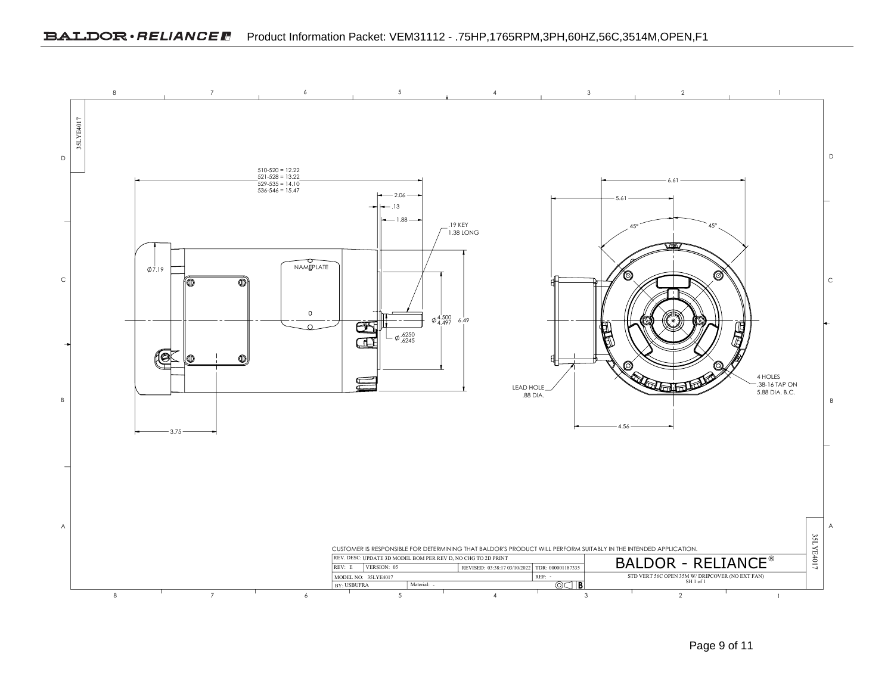Product Information Packet: VEM31112 - .75HP,1765RPM,3PH,60HZ,56C,3514M,OPEN,F1

35LYE4017

510-520 = 12.22
521-528 = 13.22
529-535 = 14.10
536-546 = 15.47

2.06

.13

1.88

.19 KEY
1.38 LONG

Ø7.19

NAMEPLATE

Ø 4.500 / 4.497

6.49

Ø .6250 / .6245

3.75

6.61

5.61

45°

45°

LEAD HOLE
.88 DIA.

4 HOLES
.38-16 TAP ON
5.88 DIA. B.C.

4.56

CUSTOMER IS RESPONSIBLE FOR DETERMINING THAT BALDOR'S PRODUCT WILL PERFORM SUITABLY IN THE INTENDED APPLICATION.

| REV. DESC: UPDATE 3D MODEL BOM PER REV D, NO CHG TO 2D PRINT | | | | BALDOR - RELIANCE® |
|---|---|---|---|---|
| REV: E | VERSION: 05 | REVISED: 03:38:17 03/10/2022 | TDR: 000001187335 | |
| MODEL NO: 35LYE4017 | | | REF: - | STD VERT 56C OPEN 35M W/ DRIPCOVER (NO EXT FAN) |
| BY: USBUFRA | Material: - | | B | SH 1 of 1 |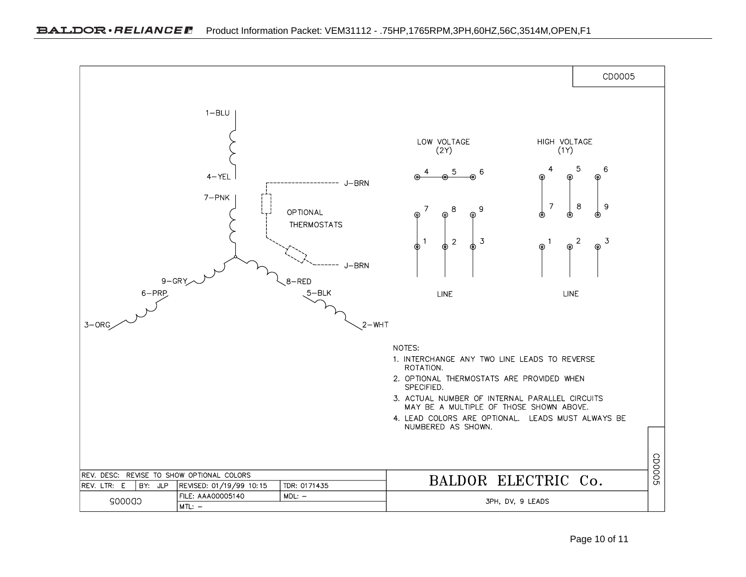CD0005

1–BLU

4–YEL

7–PNK

J–BRN

OPTIONAL THERMOSTATS

J–BRN

9–GRY

8–RED

6–PRP

5–BLK

3–ORG

2–WHT

LOW VOLTAGE (2Y)

HIGH VOLTAGE (1Y)

LINE

LINE

NOTES:

1. INTERCHANGE ANY TWO LINE LEADS TO REVERSE ROTATION.
2. OPTIONAL THERMOSTATS ARE PROVIDED WHEN SPECIFIED.
3. ACTUAL NUMBER OF INTERNAL PARALLEL CIRCUITS MAY BE A MULTIPLE OF THOSE SHOWN ABOVE.
4. LEAD COLORS ARE OPTIONAL. LEADS MUST ALWAYS BE NUMBERED AS SHOWN.

| REV. DESC: REVISE TO SHOW OPTIONAL COLORS | | | | BALDOR ELECTRIC Co. |
|---|---|---|---|---|
| REV. LTR: E | BY: JLP | REVISED: 01/19/99 10:15 | TDR: 0171435 | |
| CD0005 | | FILE: AAA00005140 | MDL: – | 3PH, DV, 9 LEADS |
| | | MTL: – | | |

CD0005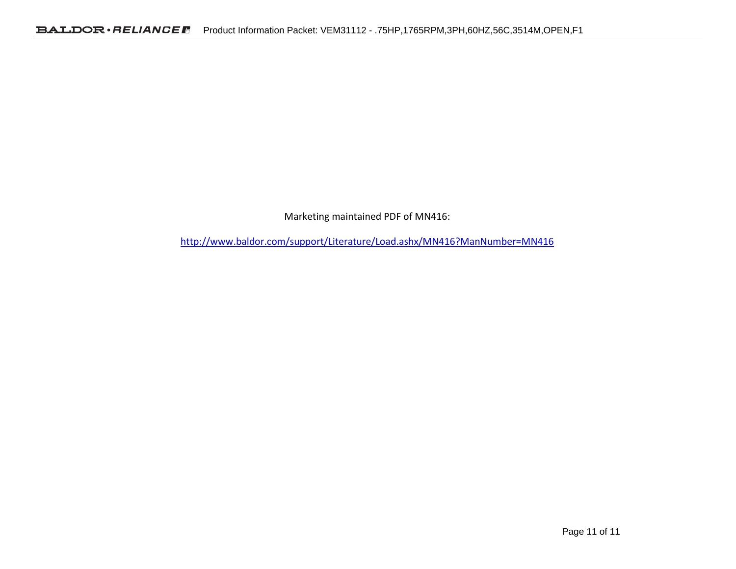Marketing maintained PDF of MN416:

http://www.baldor.com/support/Literature/Load.ashx/MN416?ManNumber=MN416